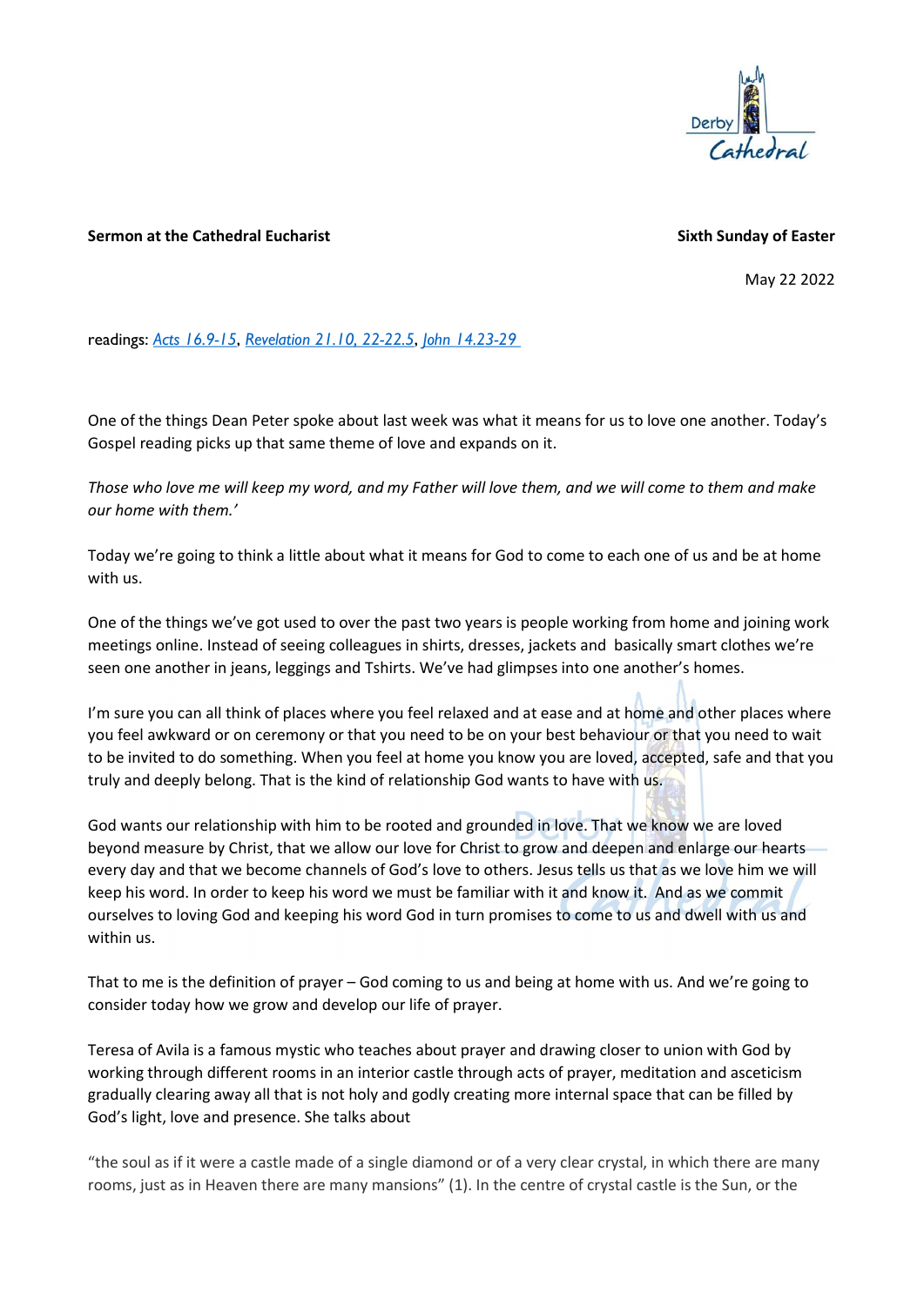**Sermon at the Cathedral Eucharist** **Sixth Sunday of Easter**

May 22 2022

readings: [Acts 16.9-15](), [Revelation 21.10, 22-22.5](), [John 14.23-29]()

One of the things Dean Peter spoke about last week was what it means for us to love one another. Today's Gospel reading picks up that same theme of love and expands on it.

*Those who love me will keep my word, and my Father will love them, and we will come to them and make our home with them.'*

Today we're going to think a little about what it means for God to come to each one of us and be at home with us.

One of the things we've got used to over the past two years is people working from home and joining work meetings online. Instead of seeing colleagues in shirts, dresses, jackets and basically smart clothes we're seen one another in jeans, leggings and Tshirts. We've had glimpses into one another's homes.

I'm sure you can all think of places where you feel relaxed and at ease and at home and other places where you feel awkward or on ceremony or that you need to be on your best behaviour or that you need to wait to be invited to do something. When you feel at home you know you are loved, accepted, safe and that you truly and deeply belong. That is the kind of relationship God wants to have with us.

God wants our relationship with him to be rooted and grounded in love. That we know we are loved beyond measure by Christ, that we allow our love for Christ to grow and deepen and enlarge our hearts every day and that we become channels of God's love to others. Jesus tells us that as we love him we will keep his word. In order to keep his word we must be familiar with it and know it. And as we commit ourselves to loving God and keeping his word God in turn promises to come to us and dwell with us and within us.

That to me is the definition of prayer – God coming to us and being at home with us. And we're going to consider today how we grow and develop our life of prayer.

Teresa of Avila is a famous mystic who teaches about prayer and drawing closer to union with God by working through different rooms in an interior castle through acts of prayer, meditation and asceticism gradually clearing away all that is not holy and godly creating more internal space that can be filled by God's light, love and presence. She talks about

"the soul as if it were a castle made of a single diamond or of a very clear crystal, in which there are many rooms, just as in Heaven there are many mansions" (1). In the centre of crystal castle is the Sun, or the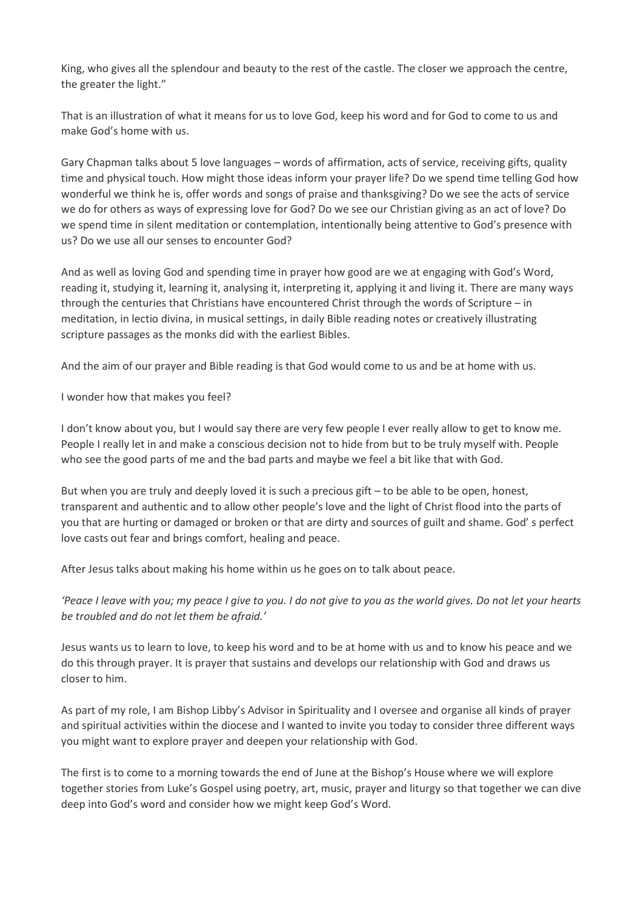King, who gives all the splendour and beauty to the rest of the castle. The closer we approach the centre, the greater the light."

That is an illustration of what it means for us to love God, keep his word and for God to come to us and make God's home with us.

Gary Chapman talks about 5 love languages – words of affirmation, acts of service, receiving gifts, quality time and physical touch. How might those ideas inform your prayer life? Do we spend time telling God how wonderful we think he is, offer words and songs of praise and thanksgiving? Do we see the acts of service we do for others as ways of expressing love for God? Do we see our Christian giving as an act of love? Do we spend time in silent meditation or contemplation, intentionally being attentive to God's presence with us? Do we use all our senses to encounter God?

And as well as loving God and spending time in prayer how good are we at engaging with God's Word, reading it, studying it, learning it, analysing it, interpreting it, applying it and living it. There are many ways through the centuries that Christians have encountered Christ through the words of Scripture – in meditation, in lectio divina, in musical settings, in daily Bible reading notes or creatively illustrating scripture passages as the monks did with the earliest Bibles.

And the aim of our prayer and Bible reading is that God would come to us and be at home with us.

I wonder how that makes you feel?

I don't know about you, but I would say there are very few people I ever really allow to get to know me. People I really let in and make a conscious decision not to hide from but to be truly myself with. People who see the good parts of me and the bad parts and maybe we feel a bit like that with God.

But when you are truly and deeply loved it is such a precious gift – to be able to be open, honest, transparent and authentic and to allow other people's love and the light of Christ flood into the parts of you that are hurting or damaged or broken or that are dirty and sources of guilt and shame. God' s perfect love casts out fear and brings comfort, healing and peace.

After Jesus talks about making his home within us he goes on to talk about peace.

*'Peace I leave with you; my peace I give to you. I do not give to you as the world gives. Do not let your hearts be troubled and do not let them be afraid.'*

Jesus wants us to learn to love, to keep his word and to be at home with us and to know his peace and we do this through prayer. It is prayer that sustains and develops our relationship with God and draws us closer to him.

As part of my role, I am Bishop Libby's Advisor in Spirituality and I oversee and organise all kinds of prayer and spiritual activities within the diocese and I wanted to invite you today to consider three different ways you might want to explore prayer and deepen your relationship with God.

The first is to come to a morning towards the end of June at the Bishop's House where we will explore together stories from Luke's Gospel using poetry, art, music, prayer and liturgy so that together we can dive deep into God's word and consider how we might keep God's Word.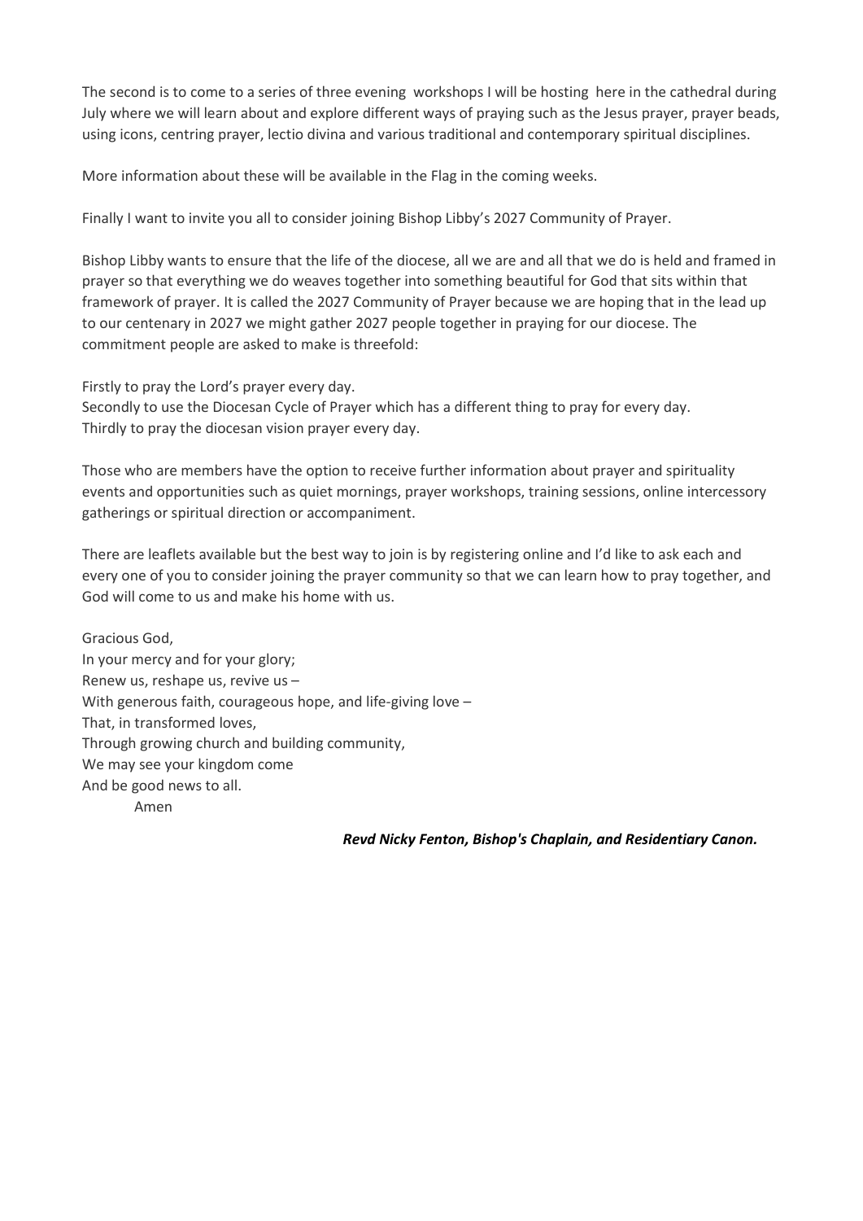The second is to come to a series of three evening workshops I will be hosting here in the cathedral during July where we will learn about and explore different ways of praying such as the Jesus prayer, prayer beads, using icons, centring prayer, lectio divina and various traditional and contemporary spiritual disciplines.

More information about these will be available in the Flag in the coming weeks.

Finally I want to invite you all to consider joining Bishop Libby's 2027 Community of Prayer.

Bishop Libby wants to ensure that the life of the diocese, all we are and all that we do is held and framed in prayer so that everything we do weaves together into something beautiful for God that sits within that framework of prayer. It is called the 2027 Community of Prayer because we are hoping that in the lead up to our centenary in 2027 we might gather 2027 people together in praying for our diocese. The commitment people are asked to make is threefold:

Firstly to pray the Lord's prayer every day.
Secondly to use the Diocesan Cycle of Prayer which has a different thing to pray for every day.
Thirdly to pray the diocesan vision prayer every day.

Those who are members have the option to receive further information about prayer and spirituality events and opportunities such as quiet mornings, prayer workshops, training sessions, online intercessory gatherings or spiritual direction or accompaniment.

There are leaflets available but the best way to join is by registering online and I'd like to ask each and every one of you to consider joining the prayer community so that we can learn how to pray together, and God will come to us and make his home with us.

Gracious God,
In your mercy and for your glory;
Renew us, reshape us, revive us –
With generous faith, courageous hope, and life-giving love –
That, in transformed loves,
Through growing church and building community,
We may see your kingdom come
And be good news to all.
Amen

***Revd Nicky Fenton, Bishop's Chaplain, and Residentiary Canon.***